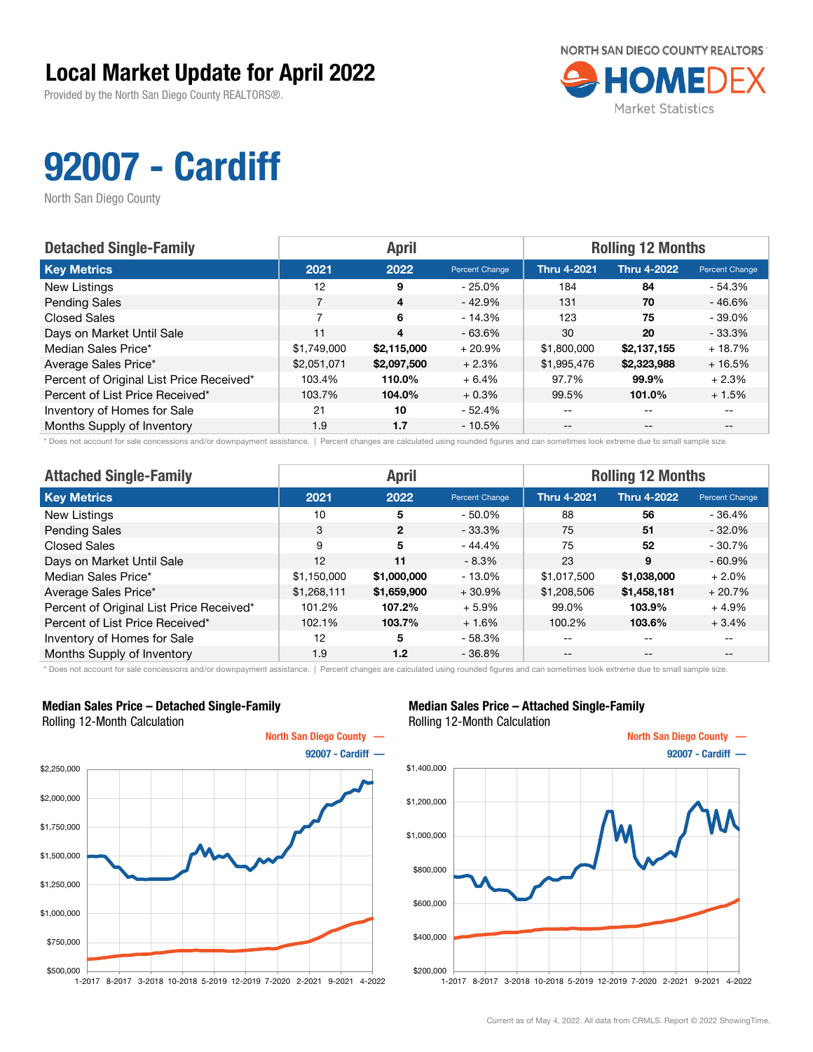# Local Market Update for April 2022

Provided by the North San Diego County REALTORS®.

NORTH SAN DIEGO COUNTY REALTORS HOMEDEX Market Statistics

# 92007 - Cardiff

North San Diego County

| Detached Single-Family | April | | | Rolling 12 Months | | |
|---|---|---|---|---|---|---|
| **Key Metrics** | **2021** | **2022** | **Percent Change** | **Thru 4-2021** | **Thru 4-2022** | **Percent Change** |
| New Listings | 12 | **9** | - 25.0% | 184 | **84** | - 54.3% |
| Pending Sales | 7 | **4** | - 42.9% | 131 | **70** | - 46.6% |
| Closed Sales | 7 | **6** | - 14.3% | 123 | **75** | - 39.0% |
| Days on Market Until Sale | 11 | **4** | - 63.6% | 30 | **20** | - 33.3% |
| Median Sales Price* | $1,749,000 | **$2,115,000** | + 20.9% | $1,800,000 | **$2,137,155** | + 18.7% |
| Average Sales Price* | $2,051,071 | **$2,097,500** | + 2.3% | $1,995,476 | **$2,323,988** | + 16.5% |
| Percent of Original List Price Received* | 103.4% | **110.0%** | + 6.4% | 97.7% | **99.9%** | + 2.3% |
| Percent of List Price Received* | 103.7% | **104.0%** | + 0.3% | 99.5% | **101.0%** | + 1.5% |
| Inventory of Homes for Sale | 21 | **10** | - 52.4% | -- | -- | -- |
| Months Supply of Inventory | 1.9 | **1.7** | - 10.5% | -- | -- | -- |

\* Does not account for sale concessions and/or downpayment assistance. | Percent changes are calculated using rounded figures and can sometimes look extreme due to small sample size.

| Attached Single-Family | April | | | Rolling 12 Months | | |
|---|---|---|---|---|---|---|
| **Key Metrics** | **2021** | **2022** | **Percent Change** | **Thru 4-2021** | **Thru 4-2022** | **Percent Change** |
| New Listings | 10 | **5** | - 50.0% | 88 | **56** | - 36.4% |
| Pending Sales | 3 | **2** | - 33.3% | 75 | **51** | - 32.0% |
| Closed Sales | 9 | **5** | - 44.4% | 75 | **52** | - 30.7% |
| Days on Market Until Sale | 12 | **11** | - 8.3% | 23 | **9** | - 60.9% |
| Median Sales Price* | $1,150,000 | **$1,000,000** | - 13.0% | $1,017,500 | **$1,038,000** | + 2.0% |
| Average Sales Price* | $1,268,111 | **$1,659,900** | + 30.9% | $1,208,506 | **$1,458,181** | + 20.7% |
| Percent of Original List Price Received* | 101.2% | **107.2%** | + 5.9% | 99.0% | **103.9%** | + 4.9% |
| Percent of List Price Received* | 102.1% | **103.7%** | + 1.6% | 100.2% | **103.6%** | + 3.4% |
| Inventory of Homes for Sale | 12 | **5** | - 58.3% | -- | -- | -- |
| Months Supply of Inventory | 1.9 | **1.2** | - 36.8% | -- | -- | -- |

\* Does not account for sale concessions and/or downpayment assistance. | Percent changes are calculated using rounded figures and can sometimes look extreme due to small sample size.

**Median Sales Price – Detached Single-Family**
Rolling 12-Month Calculation

North San Diego County —
92007 - Cardiff —

**Median Sales Price – Attached Single-Family**
Rolling 12-Month Calculation

North San Diego County —
92007 - Cardiff —

Current as of May 4, 2022. All data from CRMLS. Report © 2022 ShowingTime.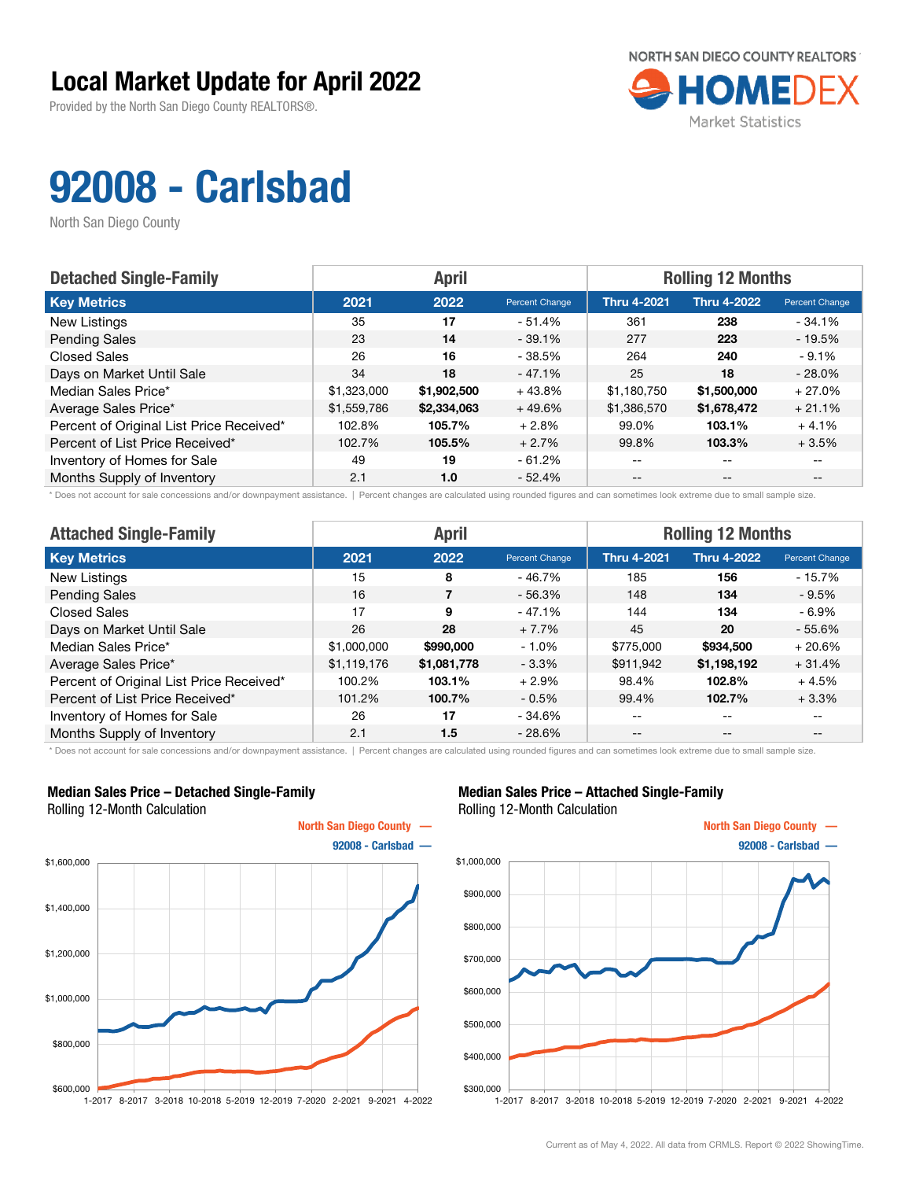# Local Market Update for April 2022

Provided by the North San Diego County REALTORS®.

NORTH SAN DIEGO COUNTY REALTORS HOMEDEX Market Statistics

# 92008 - Carlsbad

North San Diego County

| Detached Single-Family | April | | | Rolling 12 Months | | |
|---|---|---|---|---|---|---|
| **Key Metrics** | **2021** | **2022** | **Percent Change** | **Thru 4-2021** | **Thru 4-2022** | **Percent Change** |
| New Listings | 35 | **17** | - 51.4% | 361 | **238** | - 34.1% |
| Pending Sales | 23 | **14** | - 39.1% | 277 | **223** | - 19.5% |
| Closed Sales | 26 | **16** | - 38.5% | 264 | **240** | - 9.1% |
| Days on Market Until Sale | 34 | **18** | - 47.1% | 25 | **18** | - 28.0% |
| Median Sales Price* | $1,323,000 | **$1,902,500** | + 43.8% | $1,180,750 | **$1,500,000** | + 27.0% |
| Average Sales Price* | $1,559,786 | **$2,334,063** | + 49.6% | $1,386,570 | **$1,678,472** | + 21.1% |
| Percent of Original List Price Received* | 102.8% | **105.7%** | + 2.8% | 99.0% | **103.1%** | + 4.1% |
| Percent of List Price Received* | 102.7% | **105.5%** | + 2.7% | 99.8% | **103.3%** | + 3.5% |
| Inventory of Homes for Sale | 49 | **19** | - 61.2% | -- | -- | -- |
| Months Supply of Inventory | 2.1 | **1.0** | - 52.4% | -- | -- | -- |

\* Does not account for sale concessions and/or downpayment assistance. | Percent changes are calculated using rounded figures and can sometimes look extreme due to small sample size.

| Attached Single-Family | April | | | Rolling 12 Months | | |
|---|---|---|---|---|---|---|
| **Key Metrics** | **2021** | **2022** | **Percent Change** | **Thru 4-2021** | **Thru 4-2022** | **Percent Change** |
| New Listings | 15 | **8** | - 46.7% | 185 | **156** | - 15.7% |
| Pending Sales | 16 | **7** | - 56.3% | 148 | **134** | - 9.5% |
| Closed Sales | 17 | **9** | - 47.1% | 144 | **134** | - 6.9% |
| Days on Market Until Sale | 26 | **28** | + 7.7% | 45 | **20** | - 55.6% |
| Median Sales Price* | $1,000,000 | **$990,000** | - 1.0% | $775,000 | **$934,500** | + 20.6% |
| Average Sales Price* | $1,119,176 | **$1,081,778** | - 3.3% | $911,942 | **$1,198,192** | + 31.4% |
| Percent of Original List Price Received* | 100.2% | **103.1%** | + 2.9% | 98.4% | **102.8%** | + 4.5% |
| Percent of List Price Received* | 101.2% | **100.7%** | - 0.5% | 99.4% | **102.7%** | + 3.3% |
| Inventory of Homes for Sale | 26 | **17** | - 34.6% | -- | -- | -- |
| Months Supply of Inventory | 2.1 | **1.5** | - 28.6% | -- | -- | -- |

\* Does not account for sale concessions and/or downpayment assistance. | Percent changes are calculated using rounded figures and can sometimes look extreme due to small sample size.

### Median Sales Price – Detached Single-Family

Rolling 12-Month Calculation

North San Diego County —
92008 - Carlsbad —

### Median Sales Price – Attached Single-Family

Rolling 12-Month Calculation

North San Diego County —
92008 - Carlsbad —

Current as of May 4, 2022. All data from CRMLS. Report © 2022 ShowingTime.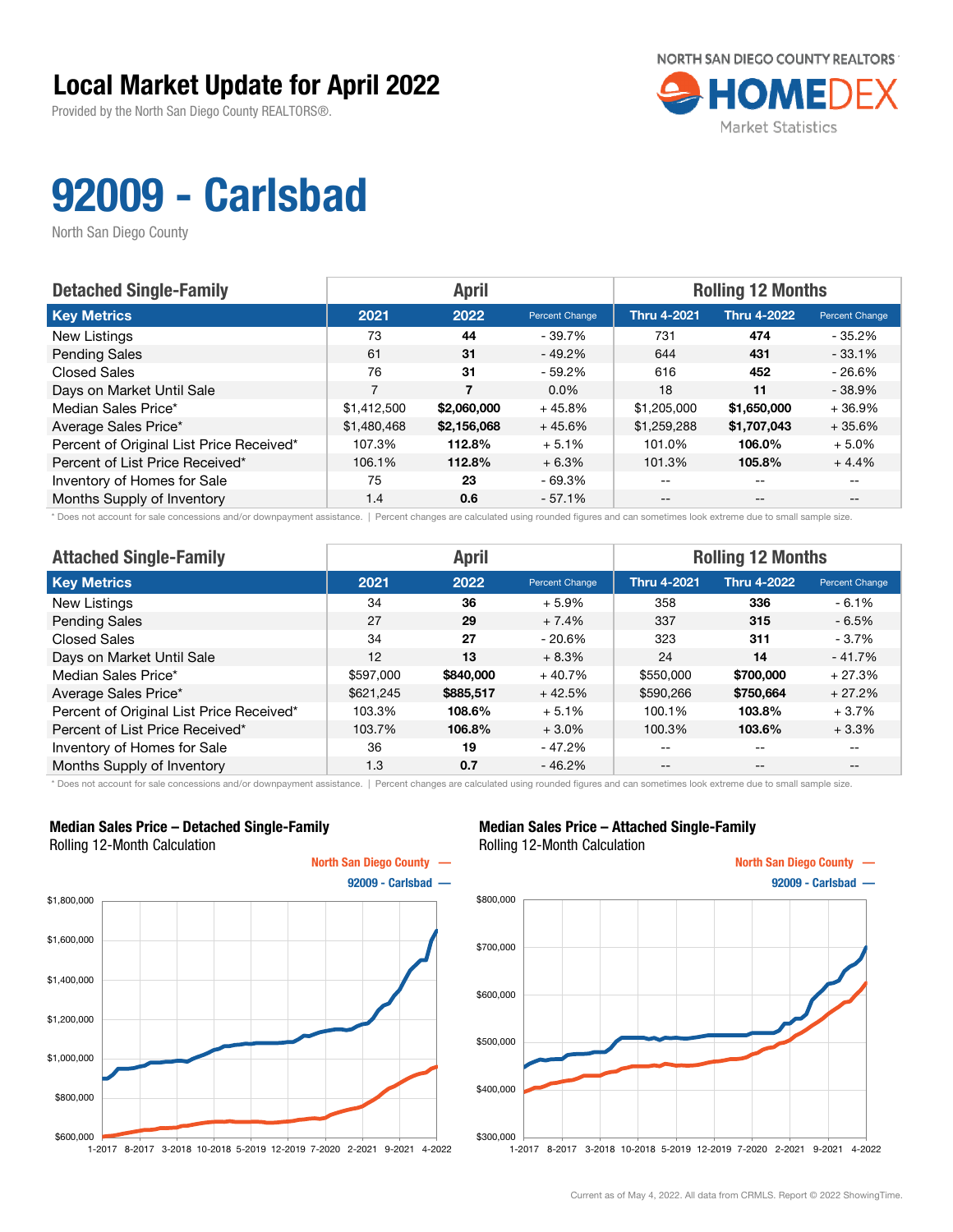# Local Market Update for April 2022

Provided by the North San Diego County REALTORS®.

NORTH SAN DIEGO COUNTY REALTORS® HOMEDEX Market Statistics

# 92009 - Carlsbad

North San Diego County

| Detached Single-Family | April | | | Rolling 12 Months | | |
|---|---|---|---|---|---|---|
| **Key Metrics** | **2021** | **2022** | **Percent Change** | **Thru 4-2021** | **Thru 4-2022** | **Percent Change** |
| New Listings | 73 | **44** | - 39.7% | 731 | **474** | - 35.2% |
| Pending Sales | 61 | **31** | - 49.2% | 644 | **431** | - 33.1% |
| Closed Sales | 76 | **31** | - 59.2% | 616 | **452** | - 26.6% |
| Days on Market Until Sale | 7 | **7** | 0.0% | 18 | **11** | - 38.9% |
| Median Sales Price* | $1,412,500 | **$2,060,000** | + 45.8% | $1,205,000 | **$1,650,000** | + 36.9% |
| Average Sales Price* | $1,480,468 | **$2,156,068** | + 45.6% | $1,259,288 | **$1,707,043** | + 35.6% |
| Percent of Original List Price Received* | 107.3% | **112.8%** | + 5.1% | 101.0% | **106.0%** | + 5.0% |
| Percent of List Price Received* | 106.1% | **112.8%** | + 6.3% | 101.3% | **105.8%** | + 4.4% |
| Inventory of Homes for Sale | 75 | **23** | - 69.3% | -- | -- | -- |
| Months Supply of Inventory | 1.4 | **0.6** | - 57.1% | -- | -- | -- |

\* Does not account for sale concessions and/or downpayment assistance. | Percent changes are calculated using rounded figures and can sometimes look extreme due to small sample size.

| Attached Single-Family | April | | | Rolling 12 Months | | |
|---|---|---|---|---|---|---|
| **Key Metrics** | **2021** | **2022** | **Percent Change** | **Thru 4-2021** | **Thru 4-2022** | **Percent Change** |
| New Listings | 34 | **36** | + 5.9% | 358 | **336** | - 6.1% |
| Pending Sales | 27 | **29** | + 7.4% | 337 | **315** | - 6.5% |
| Closed Sales | 34 | **27** | - 20.6% | 323 | **311** | - 3.7% |
| Days on Market Until Sale | 12 | **13** | + 8.3% | 24 | **14** | - 41.7% |
| Median Sales Price* | $597,000 | **$840,000** | + 40.7% | $550,000 | **$700,000** | + 27.3% |
| Average Sales Price* | $621,245 | **$885,517** | + 42.5% | $590,266 | **$750,664** | + 27.2% |
| Percent of Original List Price Received* | 103.3% | **108.6%** | + 5.1% | 100.1% | **103.8%** | + 3.7% |
| Percent of List Price Received* | 103.7% | **106.8%** | + 3.0% | 100.3% | **103.6%** | + 3.3% |
| Inventory of Homes for Sale | 36 | **19** | - 47.2% | -- | -- | -- |
| Months Supply of Inventory | 1.3 | **0.7** | - 46.2% | -- | -- | -- |

\* Does not account for sale concessions and/or downpayment assistance. | Percent changes are calculated using rounded figures and can sometimes look extreme due to small sample size.

**Median Sales Price – Detached Single-Family**
Rolling 12-Month Calculation

North San Diego County —
92009 - Carlsbad —

**Median Sales Price – Attached Single-Family**
Rolling 12-Month Calculation

North San Diego County —
92009 - Carlsbad —

Current as of May 4, 2022. All data from CRMLS. Report © 2022 ShowingTime.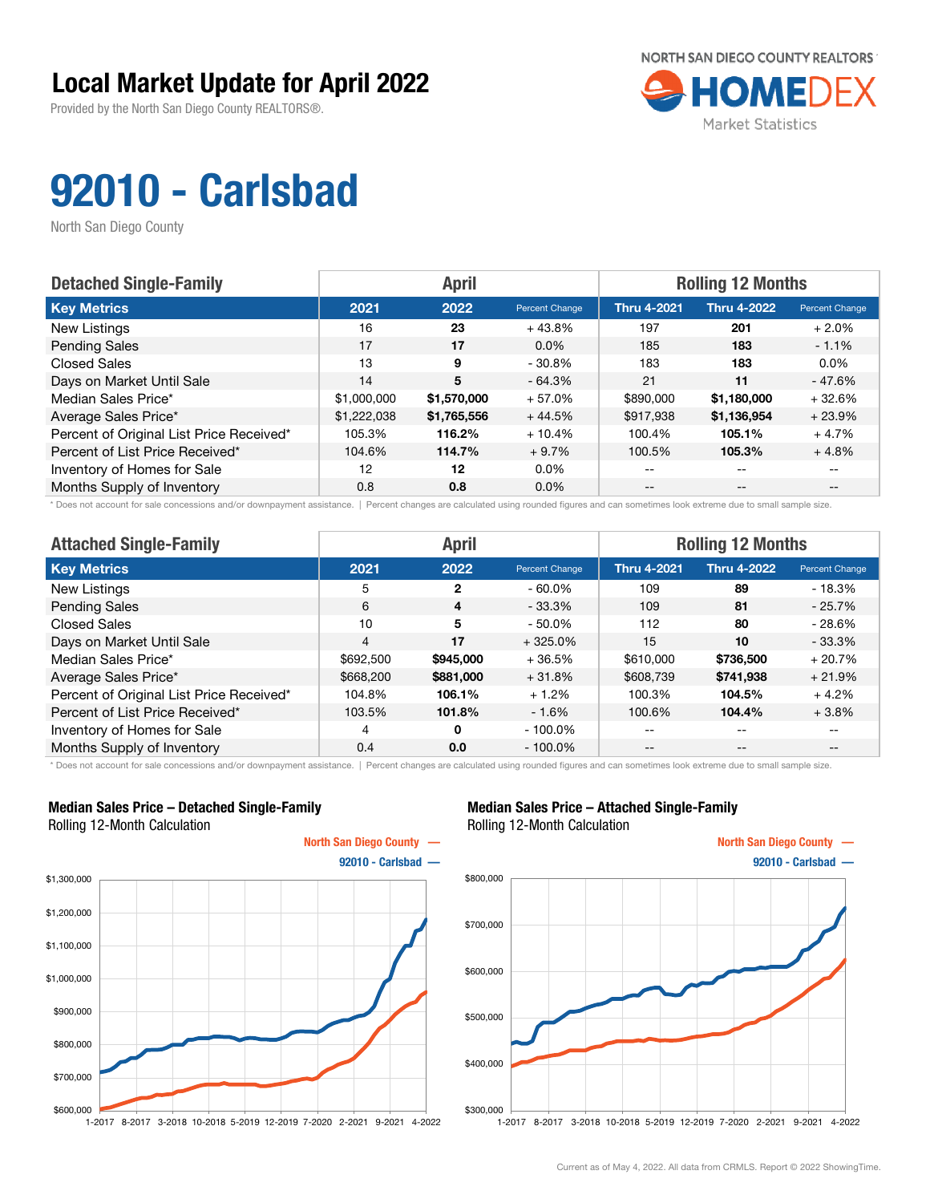# Local Market Update for April 2022

Provided by the North San Diego County REALTORS®.

NORTH SAN DIEGO COUNTY REALTORS HOMEDEX Market Statistics

# 92010 - Carlsbad

North San Diego County

| Detached Single-Family | April | | | Rolling 12 Months | | |
|---|---|---|---|---|---|---|
| Key Metrics | 2021 | 2022 | Percent Change | Thru 4-2021 | Thru 4-2022 | Percent Change |
| New Listings | 16 | **23** | + 43.8% | 197 | **201** | + 2.0% |
| Pending Sales | 17 | **17** | 0.0% | 185 | **183** | - 1.1% |
| Closed Sales | 13 | **9** | - 30.8% | 183 | **183** | 0.0% |
| Days on Market Until Sale | 14 | **5** | - 64.3% | 21 | **11** | - 47.6% |
| Median Sales Price* | $1,000,000 | **$1,570,000** | + 57.0% | $890,000 | **$1,180,000** | + 32.6% |
| Average Sales Price* | $1,222,038 | **$1,765,556** | + 44.5% | $917,938 | **$1,136,954** | + 23.9% |
| Percent of Original List Price Received* | 105.3% | **116.2%** | + 10.4% | 100.4% | **105.1%** | + 4.7% |
| Percent of List Price Received* | 104.6% | **114.7%** | + 9.7% | 100.5% | **105.3%** | + 4.8% |
| Inventory of Homes for Sale | 12 | **12** | 0.0% | -- | -- | -- |
| Months Supply of Inventory | 0.8 | **0.8** | 0.0% | -- | -- | -- |

\* Does not account for sale concessions and/or downpayment assistance. | Percent changes are calculated using rounded figures and can sometimes look extreme due to small sample size.

| Attached Single-Family | April | | | Rolling 12 Months | | |
|---|---|---|---|---|---|---|
| Key Metrics | 2021 | 2022 | Percent Change | Thru 4-2021 | Thru 4-2022 | Percent Change |
| New Listings | 5 | **2** | - 60.0% | 109 | **89** | - 18.3% |
| Pending Sales | 6 | **4** | - 33.3% | 109 | **81** | - 25.7% |
| Closed Sales | 10 | **5** | - 50.0% | 112 | **80** | - 28.6% |
| Days on Market Until Sale | 4 | **17** | + 325.0% | 15 | **10** | - 33.3% |
| Median Sales Price* | $692,500 | **$945,000** | + 36.5% | $610,000 | **$736,500** | + 20.7% |
| Average Sales Price* | $668,200 | **$881,000** | + 31.8% | $608,739 | **$741,938** | + 21.9% |
| Percent of Original List Price Received* | 104.8% | **106.1%** | + 1.2% | 100.3% | **104.5%** | + 4.2% |
| Percent of List Price Received* | 103.5% | **101.8%** | - 1.6% | 100.6% | **104.4%** | + 3.8% |
| Inventory of Homes for Sale | 4 | **0** | - 100.0% | -- | -- | -- |
| Months Supply of Inventory | 0.4 | **0.0** | - 100.0% | -- | -- | -- |

\* Does not account for sale concessions and/or downpayment assistance. | Percent changes are calculated using rounded figures and can sometimes look extreme due to small sample size.

**Median Sales Price – Detached Single-Family**
Rolling 12-Month Calculation

North San Diego County —
92010 - Carlsbad —

**Median Sales Price – Attached Single-Family**
Rolling 12-Month Calculation

North San Diego County —
92010 - Carlsbad —

Current as of May 4, 2022. All data from CRMLS. Report © 2022 ShowingTime.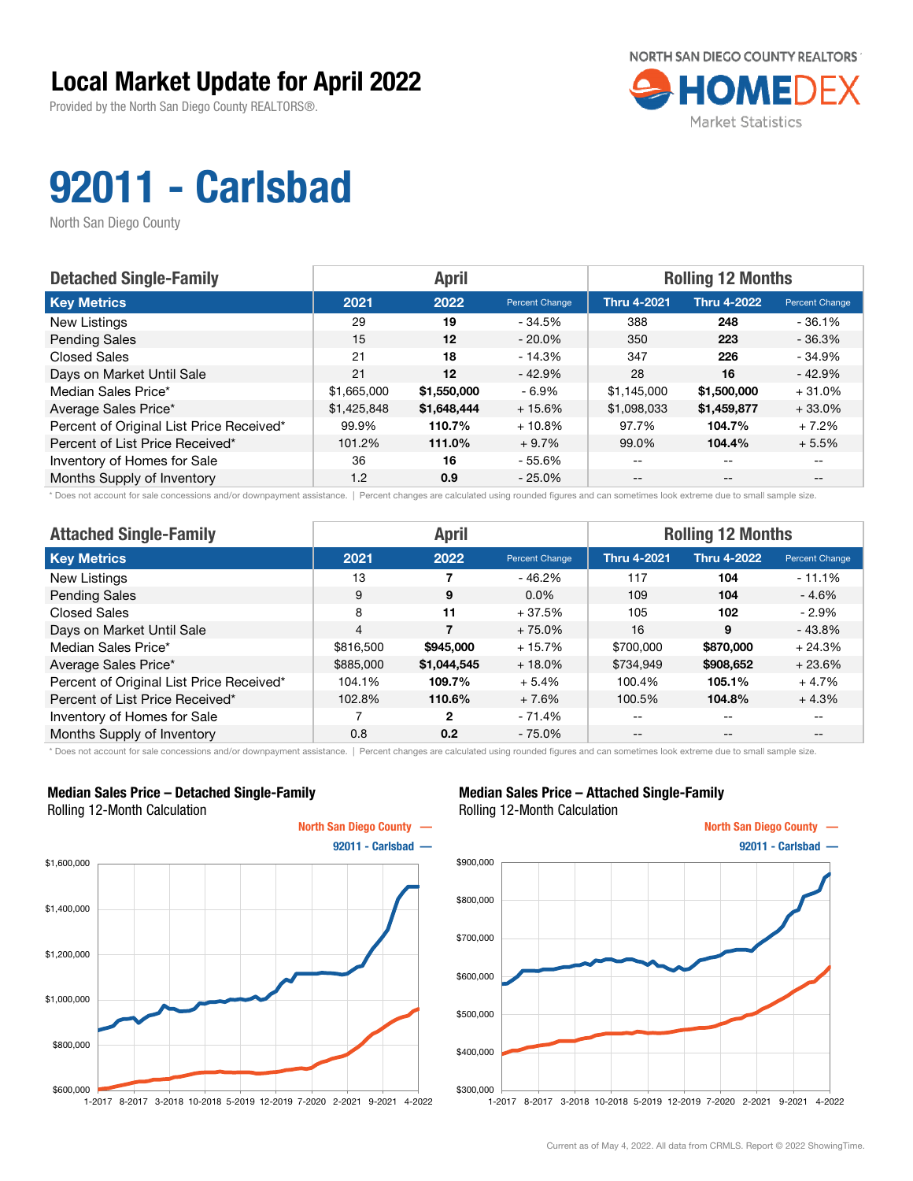# Local Market Update for April 2022

Provided by the North San Diego County REALTORS®.

NORTH SAN DIEGO COUNTY REALTORS HOMEDEX Market Statistics

# 92011 - Carlsbad

North San Diego County

| Detached Single-Family | April | | | Rolling 12 Months | | |
|---|---|---|---|---|---|---|
| **Key Metrics** | **2021** | **2022** | **Percent Change** | **Thru 4-2021** | **Thru 4-2022** | **Percent Change** |
| New Listings | 29 | **19** | - 34.5% | 388 | **248** | - 36.1% |
| Pending Sales | 15 | **12** | - 20.0% | 350 | **223** | - 36.3% |
| Closed Sales | 21 | **18** | - 14.3% | 347 | **226** | - 34.9% |
| Days on Market Until Sale | 21 | **12** | - 42.9% | 28 | **16** | - 42.9% |
| Median Sales Price* | $1,665,000 | **$1,550,000** | - 6.9% | $1,145,000 | **$1,500,000** | + 31.0% |
| Average Sales Price* | $1,425,848 | **$1,648,444** | + 15.6% | $1,098,033 | **$1,459,877** | + 33.0% |
| Percent of Original List Price Received* | 99.9% | **110.7%** | + 10.8% | 97.7% | **104.7%** | + 7.2% |
| Percent of List Price Received* | 101.2% | **111.0%** | + 9.7% | 99.0% | **104.4%** | + 5.5% |
| Inventory of Homes for Sale | 36 | **16** | - 55.6% | -- | -- | -- |
| Months Supply of Inventory | 1.2 | **0.9** | - 25.0% | -- | -- | -- |

\* Does not account for sale concessions and/or downpayment assistance. | Percent changes are calculated using rounded figures and can sometimes look extreme due to small sample size.

| Attached Single-Family | April | | | Rolling 12 Months | | |
|---|---|---|---|---|---|---|
| **Key Metrics** | **2021** | **2022** | **Percent Change** | **Thru 4-2021** | **Thru 4-2022** | **Percent Change** |
| New Listings | 13 | **7** | - 46.2% | 117 | **104** | - 11.1% |
| Pending Sales | 9 | **9** | 0.0% | 109 | **104** | - 4.6% |
| Closed Sales | 8 | **11** | + 37.5% | 105 | **102** | - 2.9% |
| Days on Market Until Sale | 4 | **7** | + 75.0% | 16 | **9** | - 43.8% |
| Median Sales Price* | $816,500 | **$945,000** | + 15.7% | $700,000 | **$870,000** | + 24.3% |
| Average Sales Price* | $885,000 | **$1,044,545** | + 18.0% | $734,949 | **$908,652** | + 23.6% |
| Percent of Original List Price Received* | 104.1% | **109.7%** | + 5.4% | 100.4% | **105.1%** | + 4.7% |
| Percent of List Price Received* | 102.8% | **110.6%** | + 7.6% | 100.5% | **104.8%** | + 4.3% |
| Inventory of Homes for Sale | 7 | **2** | - 71.4% | -- | -- | -- |
| Months Supply of Inventory | 0.8 | **0.2** | - 75.0% | -- | -- | -- |

\* Does not account for sale concessions and/or downpayment assistance. | Percent changes are calculated using rounded figures and can sometimes look extreme due to small sample size.

**Median Sales Price – Detached Single-Family**
Rolling 12-Month Calculation

North San Diego County —
92011 - Carlsbad —

**Median Sales Price – Attached Single-Family**
Rolling 12-Month Calculation

North San Diego County —
92011 - Carlsbad —

Current as of May 4, 2022. All data from CRMLS. Report © 2022 ShowingTime.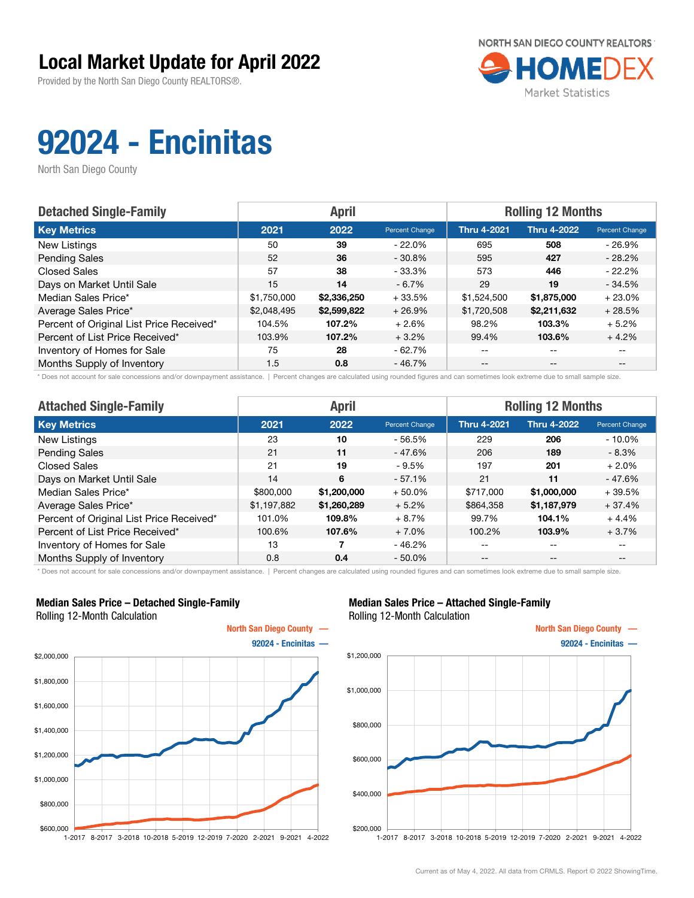# Local Market Update for April 2022

Provided by the North San Diego County REALTORS®.

NORTH SAN DIEGO COUNTY REALTORS HOMEDEX Market Statistics

# 92024 - Encinitas

North San Diego County

| Detached Single-Family | April | | | Rolling 12 Months | | |
|---|---|---|---|---|---|---|
| **Key Metrics** | **2021** | **2022** | Percent Change | **Thru 4-2021** | **Thru 4-2022** | Percent Change |
| New Listings | 50 | **39** | - 22.0% | 695 | **508** | - 26.9% |
| Pending Sales | 52 | **36** | - 30.8% | 595 | **427** | - 28.2% |
| Closed Sales | 57 | **38** | - 33.3% | 573 | **446** | - 22.2% |
| Days on Market Until Sale | 15 | **14** | - 6.7% | 29 | **19** | - 34.5% |
| Median Sales Price* | $1,750,000 | **$2,336,250** | + 33.5% | $1,524,500 | **$1,875,000** | + 23.0% |
| Average Sales Price* | $2,048,495 | **$2,599,822** | + 26.9% | $1,720,508 | **$2,211,632** | + 28.5% |
| Percent of Original List Price Received* | 104.5% | **107.2%** | + 2.6% | 98.2% | **103.3%** | + 5.2% |
| Percent of List Price Received* | 103.9% | **107.2%** | + 3.2% | 99.4% | **103.6%** | + 4.2% |
| Inventory of Homes for Sale | 75 | **28** | - 62.7% | -- | -- | -- |
| Months Supply of Inventory | 1.5 | **0.8** | - 46.7% | -- | -- | -- |

\* Does not account for sale concessions and/or downpayment assistance. | Percent changes are calculated using rounded figures and can sometimes look extreme due to small sample size.

| Attached Single-Family | April | | | Rolling 12 Months | | |
|---|---|---|---|---|---|---|
| **Key Metrics** | **2021** | **2022** | Percent Change | **Thru 4-2021** | **Thru 4-2022** | Percent Change |
| New Listings | 23 | **10** | - 56.5% | 229 | **206** | - 10.0% |
| Pending Sales | 21 | **11** | - 47.6% | 206 | **189** | - 8.3% |
| Closed Sales | 21 | **19** | - 9.5% | 197 | **201** | + 2.0% |
| Days on Market Until Sale | 14 | **6** | - 57.1% | 21 | **11** | - 47.6% |
| Median Sales Price* | $800,000 | **$1,200,000** | + 50.0% | $717,000 | **$1,000,000** | + 39.5% |
| Average Sales Price* | $1,197,882 | **$1,260,289** | + 5.2% | $864,358 | **$1,187,979** | + 37.4% |
| Percent of Original List Price Received* | 101.0% | **109.8%** | + 8.7% | 99.7% | **104.1%** | + 4.4% |
| Percent of List Price Received* | 100.6% | **107.6%** | + 7.0% | 100.2% | **103.9%** | + 3.7% |
| Inventory of Homes for Sale | 13 | **7** | - 46.2% | -- | -- | -- |
| Months Supply of Inventory | 0.8 | **0.4** | - 50.0% | -- | -- | -- |

\* Does not account for sale concessions and/or downpayment assistance. | Percent changes are calculated using rounded figures and can sometimes look extreme due to small sample size.

**Median Sales Price – Detached Single-Family**
Rolling 12-Month Calculation

North San Diego County —
92024 - Encinitas —

**Median Sales Price – Attached Single-Family**
Rolling 12-Month Calculation

North San Diego County —
92024 - Encinitas —

Current as of May 4, 2022. All data from CRMLS. Report © 2022 ShowingTime.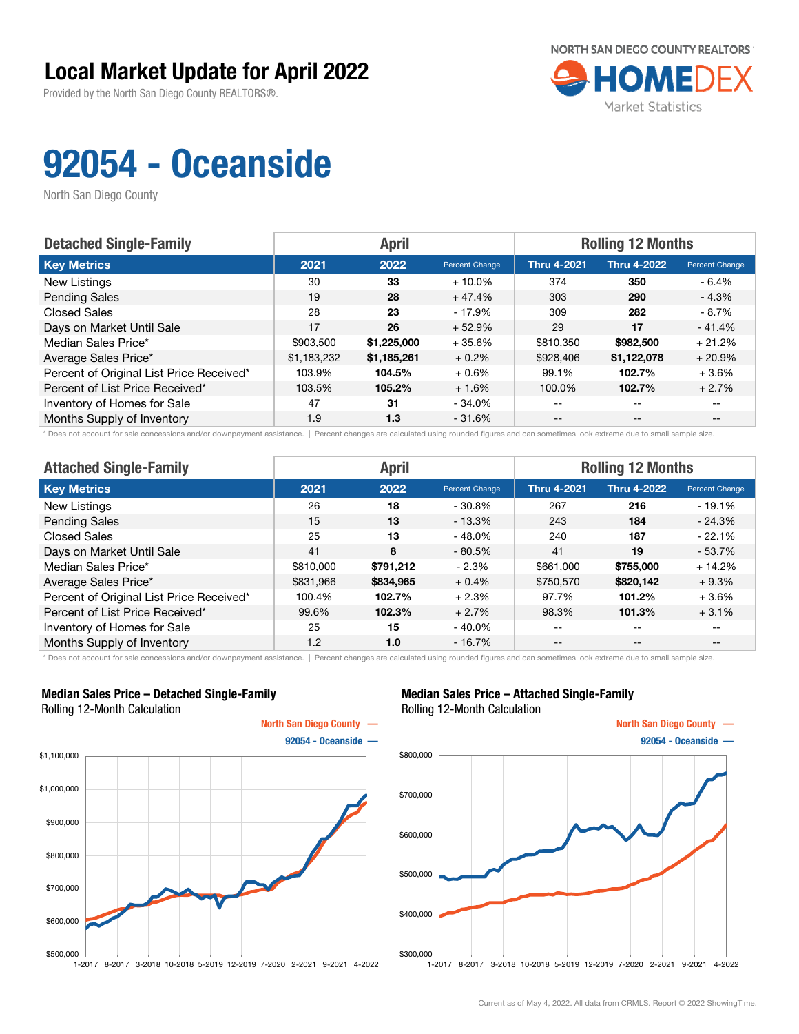# Local Market Update for April 2022

Provided by the North San Diego County REALTORS®.

NORTH SAN DIEGO COUNTY REALTORS HOMEDEX Market Statistics

# 92054 - Oceanside

North San Diego County

| Detached Single-Family | April | | | Rolling 12 Months | | |
|---|---|---|---|---|---|---|
| **Key Metrics** | **2021** | **2022** | **Percent Change** | **Thru 4-2021** | **Thru 4-2022** | **Percent Change** |
| New Listings | 30 | **33** | + 10.0% | 374 | **350** | - 6.4% |
| Pending Sales | 19 | **28** | + 47.4% | 303 | **290** | - 4.3% |
| Closed Sales | 28 | **23** | - 17.9% | 309 | **282** | - 8.7% |
| Days on Market Until Sale | 17 | **26** | + 52.9% | 29 | **17** | - 41.4% |
| Median Sales Price* | $903,500 | **$1,225,000** | + 35.6% | $810,350 | **$982,500** | + 21.2% |
| Average Sales Price* | $1,183,232 | **$1,185,261** | + 0.2% | $928,406 | **$1,122,078** | + 20.9% |
| Percent of Original List Price Received* | 103.9% | **104.5%** | + 0.6% | 99.1% | **102.7%** | + 3.6% |
| Percent of List Price Received* | 103.5% | **105.2%** | + 1.6% | 100.0% | **102.7%** | + 2.7% |
| Inventory of Homes for Sale | 47 | **31** | - 34.0% | -- | -- | -- |
| Months Supply of Inventory | 1.9 | **1.3** | - 31.6% | -- | -- | -- |

\* Does not account for sale concessions and/or downpayment assistance. | Percent changes are calculated using rounded figures and can sometimes look extreme due to small sample size.

| Attached Single-Family | April | | | Rolling 12 Months | | |
|---|---|---|---|---|---|---|
| **Key Metrics** | **2021** | **2022** | **Percent Change** | **Thru 4-2021** | **Thru 4-2022** | **Percent Change** |
| New Listings | 26 | **18** | - 30.8% | 267 | **216** | - 19.1% |
| Pending Sales | 15 | **13** | - 13.3% | 243 | **184** | - 24.3% |
| Closed Sales | 25 | **13** | - 48.0% | 240 | **187** | - 22.1% |
| Days on Market Until Sale | 41 | **8** | - 80.5% | 41 | **19** | - 53.7% |
| Median Sales Price* | $810,000 | **$791,212** | - 2.3% | $661,000 | **$755,000** | + 14.2% |
| Average Sales Price* | $831,966 | **$834,965** | + 0.4% | $750,570 | **$820,142** | + 9.3% |
| Percent of Original List Price Received* | 100.4% | **102.7%** | + 2.3% | 97.7% | **101.2%** | + 3.6% |
| Percent of List Price Received* | 99.6% | **102.3%** | + 2.7% | 98.3% | **101.3%** | + 3.1% |
| Inventory of Homes for Sale | 25 | **15** | - 40.0% | -- | -- | -- |
| Months Supply of Inventory | 1.2 | **1.0** | - 16.7% | -- | -- | -- |

\* Does not account for sale concessions and/or downpayment assistance. | Percent changes are calculated using rounded figures and can sometimes look extreme due to small sample size.

**Median Sales Price – Detached Single-Family**
Rolling 12-Month Calculation

**Median Sales Price – Attached Single-Family**
Rolling 12-Month Calculation

Current as of May 4, 2022. All data from CRMLS. Report © 2022 ShowingTime.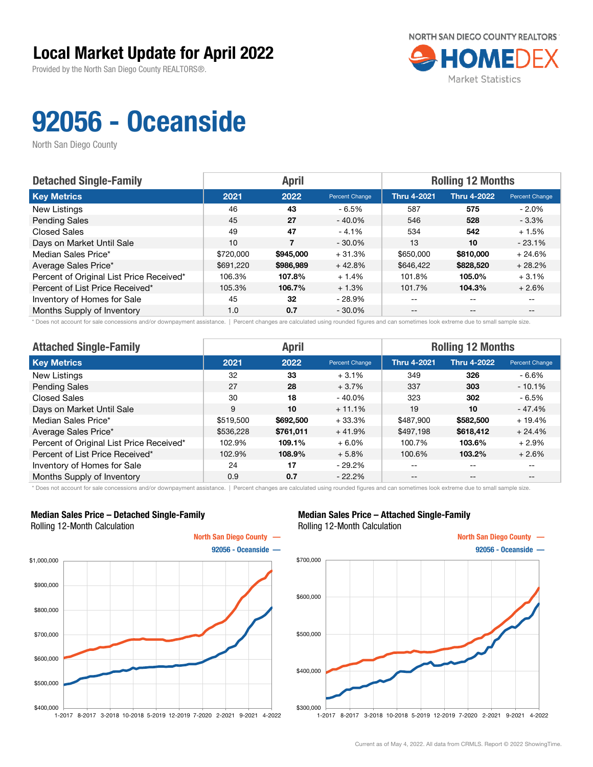# Local Market Update for April 2022

Provided by the North San Diego County REALTORS®.

NORTH SAN DIEGO COUNTY REALTORS HOMEDEX Market Statistics

# 92056 - Oceanside

North San Diego County

| Detached Single-Family | April | | | Rolling 12 Months | | |
|---|---|---|---|---|---|---|
| Key Metrics | 2021 | 2022 | Percent Change | Thru 4-2021 | Thru 4-2022 | Percent Change |
| New Listings | 46 | **43** | - 6.5% | 587 | **575** | - 2.0% |
| Pending Sales | 45 | **27** | - 40.0% | 546 | **528** | - 3.3% |
| Closed Sales | 49 | **47** | - 4.1% | 534 | **542** | + 1.5% |
| Days on Market Until Sale | 10 | **7** | - 30.0% | 13 | **10** | - 23.1% |
| Median Sales Price* | $720,000 | **$945,000** | + 31.3% | $650,000 | **$810,000** | + 24.6% |
| Average Sales Price* | $691,220 | **$986,989** | + 42.8% | $646,422 | **$828,520** | + 28.2% |
| Percent of Original List Price Received* | 106.3% | **107.8%** | + 1.4% | 101.8% | **105.0%** | + 3.1% |
| Percent of List Price Received* | 105.3% | **106.7%** | + 1.3% | 101.7% | **104.3%** | + 2.6% |
| Inventory of Homes for Sale | 45 | **32** | - 28.9% | -- | -- | -- |
| Months Supply of Inventory | 1.0 | **0.7** | - 30.0% | -- | -- | -- |

\* Does not account for sale concessions and/or downpayment assistance. | Percent changes are calculated using rounded figures and can sometimes look extreme due to small sample size.

| Attached Single-Family | April | | | Rolling 12 Months | | |
|---|---|---|---|---|---|---|
| Key Metrics | 2021 | 2022 | Percent Change | Thru 4-2021 | Thru 4-2022 | Percent Change |
| New Listings | 32 | **33** | + 3.1% | 349 | **326** | - 6.6% |
| Pending Sales | 27 | **28** | + 3.7% | 337 | **303** | - 10.1% |
| Closed Sales | 30 | **18** | - 40.0% | 323 | **302** | - 6.5% |
| Days on Market Until Sale | 9 | **10** | + 11.1% | 19 | **10** | - 47.4% |
| Median Sales Price* | $519,500 | **$692,500** | + 33.3% | $487,900 | **$582,500** | + 19.4% |
| Average Sales Price* | $536,228 | **$761,011** | + 41.9% | $497,198 | **$618,412** | + 24.4% |
| Percent of Original List Price Received* | 102.9% | **109.1%** | + 6.0% | 100.7% | **103.6%** | + 2.9% |
| Percent of List Price Received* | 102.9% | **108.9%** | + 5.8% | 100.6% | **103.2%** | + 2.6% |
| Inventory of Homes for Sale | 24 | **17** | - 29.2% | -- | -- | -- |
| Months Supply of Inventory | 0.9 | **0.7** | - 22.2% | -- | -- | -- |

\* Does not account for sale concessions and/or downpayment assistance. | Percent changes are calculated using rounded figures and can sometimes look extreme due to small sample size.

**Median Sales Price – Detached Single-Family**
Rolling 12-Month Calculation

North San Diego County — 92056 - Oceanside —

**Median Sales Price – Attached Single-Family**
Rolling 12-Month Calculation

North San Diego County — 92056 - Oceanside —

Current as of May 4, 2022. All data from CRMLS. Report © 2022 ShowingTime.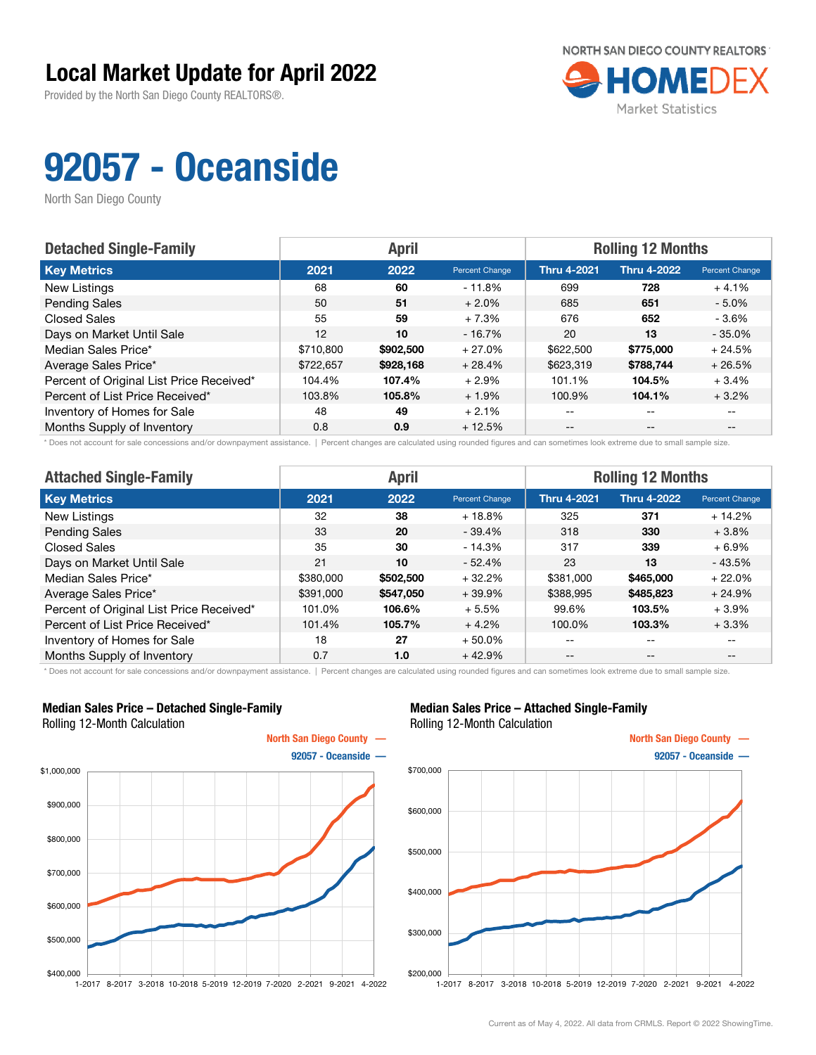# Local Market Update for April 2022

Provided by the North San Diego County REALTORS®.

NORTH SAN DIEGO COUNTY REALTORS® HOMEDEX Market Statistics

# 92057 - Oceanside

North San Diego County

| Detached Single-Family | April | | | Rolling 12 Months | | |
|---|---|---|---|---|---|---|
| **Key Metrics** | **2021** | **2022** | **Percent Change** | **Thru 4-2021** | **Thru 4-2022** | **Percent Change** |
| New Listings | 68 | **60** | - 11.8% | 699 | **728** | + 4.1% |
| Pending Sales | 50 | **51** | + 2.0% | 685 | **651** | - 5.0% |
| Closed Sales | 55 | **59** | + 7.3% | 676 | **652** | - 3.6% |
| Days on Market Until Sale | 12 | **10** | - 16.7% | 20 | **13** | - 35.0% |
| Median Sales Price* | $710,800 | **$902,500** | + 27.0% | $622,500 | **$775,000** | + 24.5% |
| Average Sales Price* | $722,657 | **$928,168** | + 28.4% | $623,319 | **$788,744** | + 26.5% |
| Percent of Original List Price Received* | 104.4% | **107.4%** | + 2.9% | 101.1% | **104.5%** | + 3.4% |
| Percent of List Price Received* | 103.8% | **105.8%** | + 1.9% | 100.9% | **104.1%** | + 3.2% |
| Inventory of Homes for Sale | 48 | **49** | + 2.1% | -- | -- | -- |
| Months Supply of Inventory | 0.8 | **0.9** | + 12.5% | -- | -- | -- |

\* Does not account for sale concessions and/or downpayment assistance. | Percent changes are calculated using rounded figures and can sometimes look extreme due to small sample size.

| Attached Single-Family | April | | | Rolling 12 Months | | |
|---|---|---|---|---|---|---|
| **Key Metrics** | **2021** | **2022** | **Percent Change** | **Thru 4-2021** | **Thru 4-2022** | **Percent Change** |
| New Listings | 32 | **38** | + 18.8% | 325 | **371** | + 14.2% |
| Pending Sales | 33 | **20** | - 39.4% | 318 | **330** | + 3.8% |
| Closed Sales | 35 | **30** | - 14.3% | 317 | **339** | + 6.9% |
| Days on Market Until Sale | 21 | **10** | - 52.4% | 23 | **13** | - 43.5% |
| Median Sales Price* | $380,000 | **$502,500** | + 32.2% | $381,000 | **$465,000** | + 22.0% |
| Average Sales Price* | $391,000 | **$547,050** | + 39.9% | $388,995 | **$485,823** | + 24.9% |
| Percent of Original List Price Received* | 101.0% | **106.6%** | + 5.5% | 99.6% | **103.5%** | + 3.9% |
| Percent of List Price Received* | 101.4% | **105.7%** | + 4.2% | 100.0% | **103.3%** | + 3.3% |
| Inventory of Homes for Sale | 18 | **27** | + 50.0% | -- | -- | -- |
| Months Supply of Inventory | 0.7 | **1.0** | + 42.9% | -- | -- | -- |

\* Does not account for sale concessions and/or downpayment assistance. | Percent changes are calculated using rounded figures and can sometimes look extreme due to small sample size.

**Median Sales Price – Detached Single-Family**
Rolling 12-Month Calculation

North San Diego County —
92057 - Oceanside —

**Median Sales Price – Attached Single-Family**
Rolling 12-Month Calculation

North San Diego County —
92057 - Oceanside —

Current as of May 4, 2022. All data from CRMLS. Report © 2022 ShowingTime.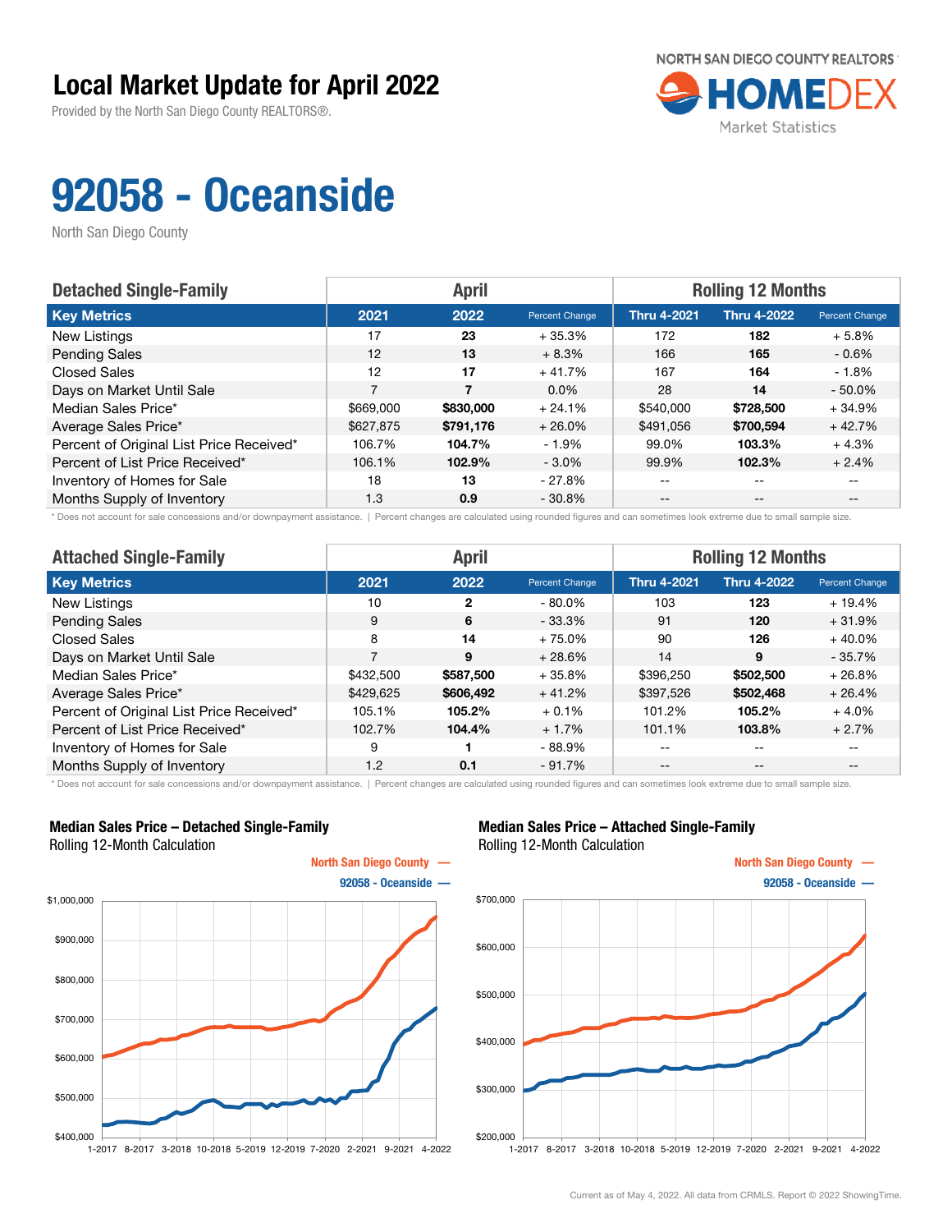# Local Market Update for April 2022

Provided by the North San Diego County REALTORS®.

NORTH SAN DIEGO COUNTY REALTORS HOMEDEX Market Statistics

# 92058 - Oceanside

North San Diego County

| Detached Single-Family | April | | | Rolling 12 Months | | |
|---|---|---|---|---|---|---|
| **Key Metrics** | **2021** | **2022** | **Percent Change** | **Thru 4-2021** | **Thru 4-2022** | **Percent Change** |
| New Listings | 17 | **23** | + 35.3% | 172 | **182** | + 5.8% |
| Pending Sales | 12 | **13** | + 8.3% | 166 | **165** | - 0.6% |
| Closed Sales | 12 | **17** | + 41.7% | 167 | **164** | - 1.8% |
| Days on Market Until Sale | 7 | **7** | 0.0% | 28 | **14** | - 50.0% |
| Median Sales Price* | $669,000 | **$830,000** | + 24.1% | $540,000 | **$728,500** | + 34.9% |
| Average Sales Price* | $627,875 | **$791,176** | + 26.0% | $491,056 | **$700,594** | + 42.7% |
| Percent of Original List Price Received* | 106.7% | **104.7%** | - 1.9% | 99.0% | **103.3%** | + 4.3% |
| Percent of List Price Received* | 106.1% | **102.9%** | - 3.0% | 99.9% | **102.3%** | + 2.4% |
| Inventory of Homes for Sale | 18 | **13** | - 27.8% | -- | -- | -- |
| Months Supply of Inventory | 1.3 | **0.9** | - 30.8% | -- | -- | -- |

\* Does not account for sale concessions and/or downpayment assistance. | Percent changes are calculated using rounded figures and can sometimes look extreme due to small sample size.

| Attached Single-Family | April | | | Rolling 12 Months | | |
|---|---|---|---|---|---|---|
| **Key Metrics** | **2021** | **2022** | **Percent Change** | **Thru 4-2021** | **Thru 4-2022** | **Percent Change** |
| New Listings | 10 | **2** | - 80.0% | 103 | **123** | + 19.4% |
| Pending Sales | 9 | **6** | - 33.3% | 91 | **120** | + 31.9% |
| Closed Sales | 8 | **14** | + 75.0% | 90 | **126** | + 40.0% |
| Days on Market Until Sale | 7 | **9** | + 28.6% | 14 | **9** | - 35.7% |
| Median Sales Price* | $432,500 | **$587,500** | + 35.8% | $396,250 | **$502,500** | + 26.8% |
| Average Sales Price* | $429,625 | **$606,492** | + 41.2% | $397,526 | **$502,468** | + 26.4% |
| Percent of Original List Price Received* | 105.1% | **105.2%** | + 0.1% | 101.2% | **105.2%** | + 4.0% |
| Percent of List Price Received* | 102.7% | **104.4%** | + 1.7% | 101.1% | **103.8%** | + 2.7% |
| Inventory of Homes for Sale | 9 | **1** | - 88.9% | -- | -- | -- |
| Months Supply of Inventory | 1.2 | **0.1** | - 91.7% | -- | -- | -- |

\* Does not account for sale concessions and/or downpayment assistance. | Percent changes are calculated using rounded figures and can sometimes look extreme due to small sample size.

**Median Sales Price – Detached Single-Family**
Rolling 12-Month Calculation

North San Diego County —
92058 - Oceanside —

**Median Sales Price – Attached Single-Family**
Rolling 12-Month Calculation

North San Diego County —
92058 - Oceanside —

Current as of May 4, 2022. All data from CRMLS. Report © 2022 ShowingTime.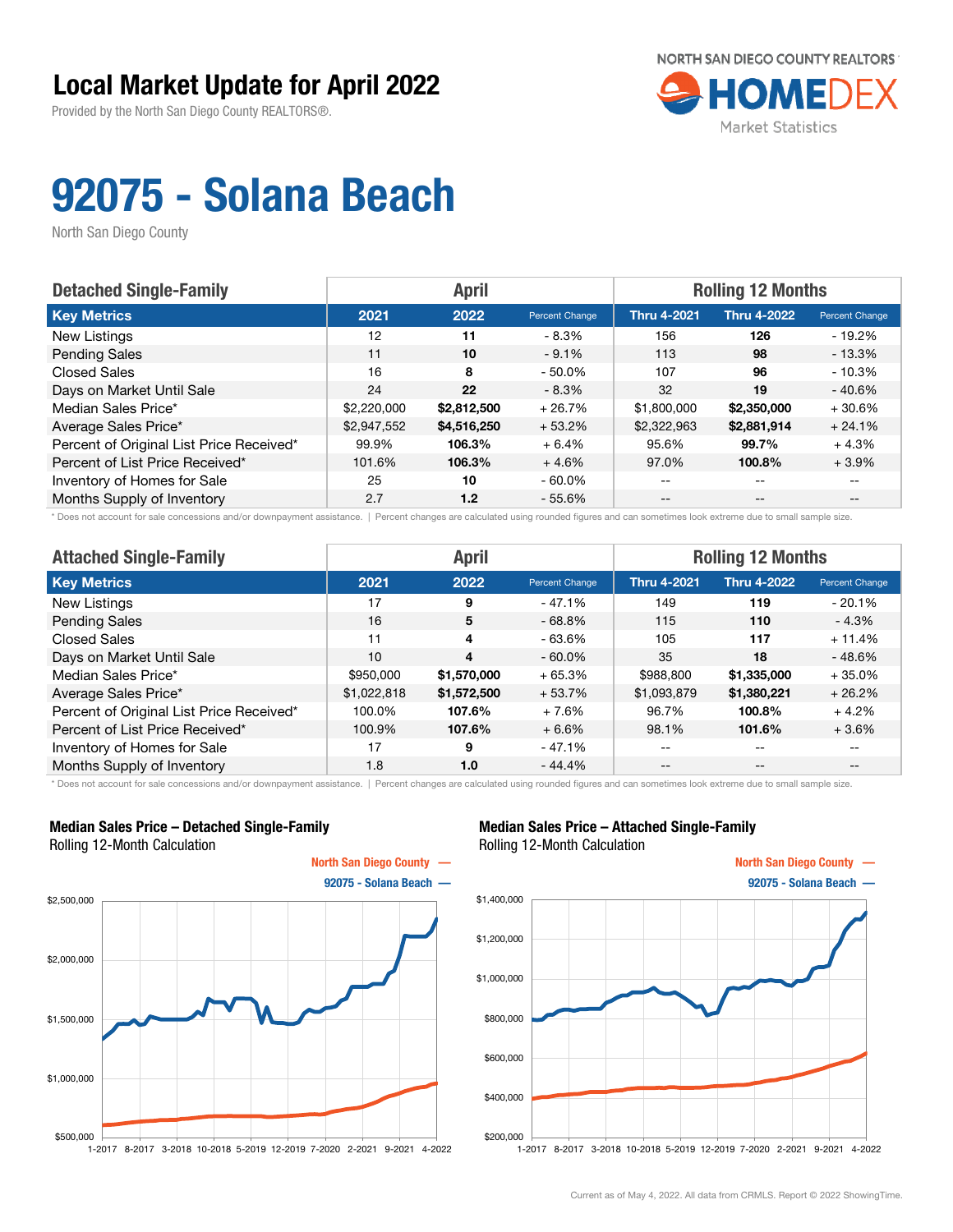# Local Market Update for April 2022

Provided by the North San Diego County REALTORS®.

NORTH SAN DIEGO COUNTY REALTORS
HOMEDEX
Market Statistics

# 92075 - Solana Beach

North San Diego County

| Detached Single-Family | April | | | Rolling 12 Months | | |
|---|---|---|---|---|---|---|
| **Key Metrics** | **2021** | **2022** | **Percent Change** | **Thru 4-2021** | **Thru 4-2022** | **Percent Change** |
| New Listings | 12 | **11** | - 8.3% | 156 | **126** | - 19.2% |
| Pending Sales | 11 | **10** | - 9.1% | 113 | **98** | - 13.3% |
| Closed Sales | 16 | **8** | - 50.0% | 107 | **96** | - 10.3% |
| Days on Market Until Sale | 24 | **22** | - 8.3% | 32 | **19** | - 40.6% |
| Median Sales Price* | $2,220,000 | **$2,812,500** | + 26.7% | $1,800,000 | **$2,350,000** | + 30.6% |
| Average Sales Price* | $2,947,552 | **$4,516,250** | + 53.2% | $2,322,963 | **$2,881,914** | + 24.1% |
| Percent of Original List Price Received* | 99.9% | **106.3%** | + 6.4% | 95.6% | **99.7%** | + 4.3% |
| Percent of List Price Received* | 101.6% | **106.3%** | + 4.6% | 97.0% | **100.8%** | + 3.9% |
| Inventory of Homes for Sale | 25 | **10** | - 60.0% | -- | -- | -- |
| Months Supply of Inventory | 2.7 | **1.2** | - 55.6% | -- | -- | -- |

\* Does not account for sale concessions and/or downpayment assistance. | Percent changes are calculated using rounded figures and can sometimes look extreme due to small sample size.

| Attached Single-Family | April | | | Rolling 12 Months | | |
|---|---|---|---|---|---|---|
| **Key Metrics** | **2021** | **2022** | **Percent Change** | **Thru 4-2021** | **Thru 4-2022** | **Percent Change** |
| New Listings | 17 | **9** | - 47.1% | 149 | **119** | - 20.1% |
| Pending Sales | 16 | **5** | - 68.8% | 115 | **110** | - 4.3% |
| Closed Sales | 11 | **4** | - 63.6% | 105 | **117** | + 11.4% |
| Days on Market Until Sale | 10 | **4** | - 60.0% | 35 | **18** | - 48.6% |
| Median Sales Price* | $950,000 | **$1,570,000** | + 65.3% | $988,800 | **$1,335,000** | + 35.0% |
| Average Sales Price* | $1,022,818 | **$1,572,500** | + 53.7% | $1,093,879 | **$1,380,221** | + 26.2% |
| Percent of Original List Price Received* | 100.0% | **107.6%** | + 7.6% | 96.7% | **100.8%** | + 4.2% |
| Percent of List Price Received* | 100.9% | **107.6%** | + 6.6% | 98.1% | **101.6%** | + 3.6% |
| Inventory of Homes for Sale | 17 | **9** | - 47.1% | -- | -- | -- |
| Months Supply of Inventory | 1.8 | **1.0** | - 44.4% | -- | -- | -- |

\* Does not account for sale concessions and/or downpayment assistance. | Percent changes are calculated using rounded figures and can sometimes look extreme due to small sample size.

**Median Sales Price – Detached Single-Family**
Rolling 12-Month Calculation

North San Diego County —
92075 - Solana Beach —

$2,500,000
$2,000,000
$1,500,000
$1,000,000
$500,000

1-2017 8-2017 3-2018 10-2018 5-2019 12-2019 7-2020 2-2021 9-2021 4-2022

**Median Sales Price – Attached Single-Family**
Rolling 12-Month Calculation

North San Diego County —
92075 - Solana Beach —

$1,400,000
$1,200,000
$1,000,000
$800,000
$600,000
$400,000
$200,000

1-2017 8-2017 3-2018 10-2018 5-2019 12-2019 7-2020 2-2021 9-2021 4-2022

Current as of May 4, 2022. All data from CRMLS. Report © 2022 ShowingTime.